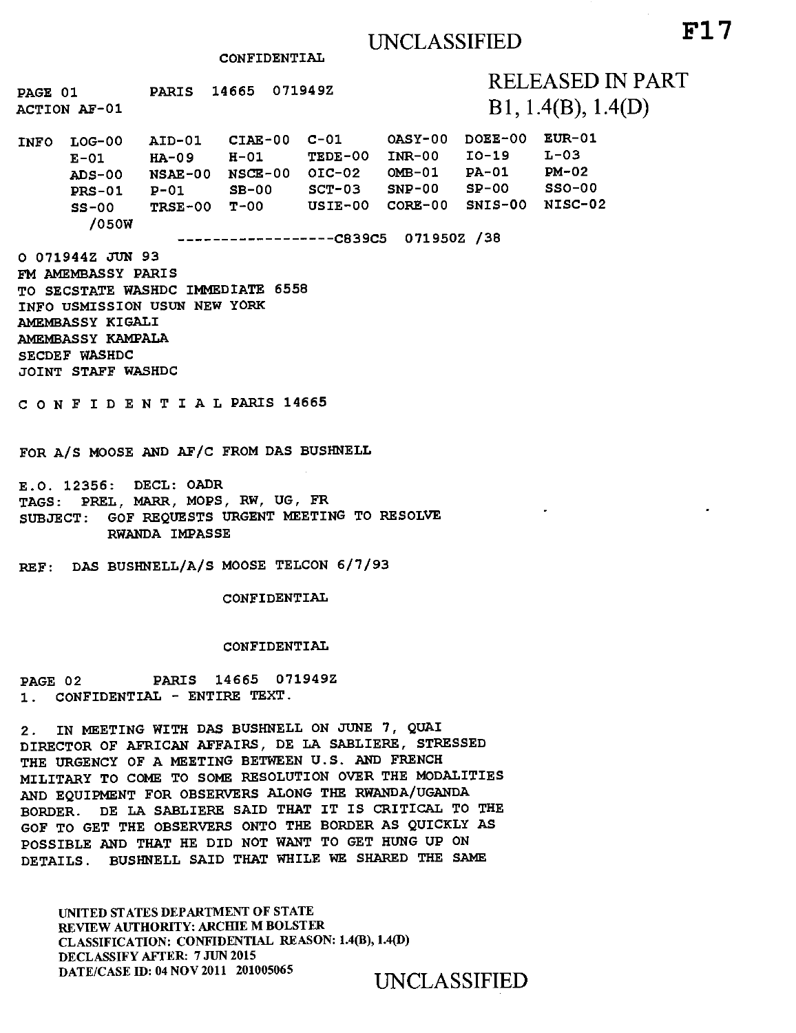UNCLASSIFIED

**F17**

CONFIDENTIAL

RELEASED IN PART
B1, 1.4(B), 1.4(D)

PAGE 01 PARIS 14665 071949Z
ACTION AF-01

```
INFO  LOG-00   AID-01   CIAE-00  C-01     OASY-00  DOEE-00  EUR-01
      E-01     HA-09    H-01     TEDE-00  INR-00   IO-19    L-03
      ADS-00   NSAE-00  NSCE-00  OIC-02   OMB-01   PA-01    PM-02
      PRS-01   P-01     SB-00    SCT-03   SNP-00   SP-00    SSO-00
      SS-00    TRSE-00  T-00     USIE-00  CORE-00  SNIS-00  NISC-02
      /050W
                 ------------------C839C5  071950Z /38
```

O 071944Z JUN 93
FM AMEMBASSY PARIS
TO SECSTATE WASHDC IMMEDIATE 6558
INFO USMISSION USUN NEW YORK
AMEMBASSY KIGALI
AMEMBASSY KAMPALA
SECDEF WASHDC
JOINT STAFF WASHDC

C O N F I D E N T I A L PARIS 14665

FOR A/S MOOSE AND AF/C FROM DAS BUSHNELL

E.O. 12356: DECL: OADR
TAGS: PREL, MARR, MOPS, RW, UG, FR
SUBJECT: GOF REQUESTS URGENT MEETING TO RESOLVE RWANDA IMPASSE

REF: DAS BUSHNELL/A/S MOOSE TELCON 6/7/93

CONFIDENTIAL

CONFIDENTIAL

PAGE 02 PARIS 14665 071949Z

1. CONFIDENTIAL - ENTIRE TEXT.

2. IN MEETING WITH DAS BUSHNELL ON JUNE 7, QUAI DIRECTOR OF AFRICAN AFFAIRS, DE LA SABLIERE, STRESSED THE URGENCY OF A MEETING BETWEEN U.S. AND FRENCH MILITARY TO COME TO SOME RESOLUTION OVER THE MODALITIES AND EQUIPMENT FOR OBSERVERS ALONG THE RWANDA/UGANDA BORDER. DE LA SABLIERE SAID THAT IT IS CRITICAL TO THE GOF TO GET THE OBSERVERS ONTO THE BORDER AS QUICKLY AS POSSIBLE AND THAT HE DID NOT WANT TO GET HUNG UP ON DETAILS. BUSHNELL SAID THAT WHILE WE SHARED THE SAME

UNITED STATES DEPARTMENT OF STATE
REVIEW AUTHORITY: ARCHIE M BOLSTER
CLASSIFICATION: CONFIDENTIAL REASON: 1.4(B), 1.4(D)
DECLASSIFY AFTER: 7 JUN 2015
DATE/CASE ID: 04 NOV 2011 201005065

UNCLASSIFIED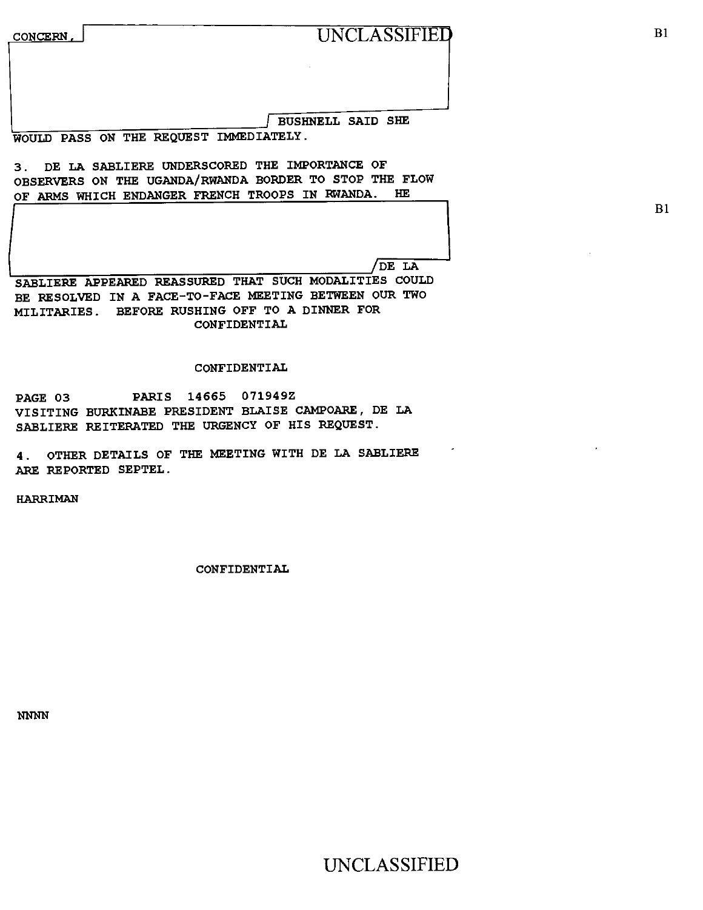CONCERN, [B1 redacted] BUSHNELL SAID SHE WOULD PASS ON THE REQUEST IMMEDIATELY.

3. DE LA SABLIERE UNDERSCORED THE IMPORTANCE OF OBSERVERS ON THE UGANDA/RWANDA BORDER TO STOP THE FLOW OF ARMS WHICH ENDANGER FRENCH TROOPS IN RWANDA. HE [B1 redacted] DE LA SABLIERE APPEARED REASSURED THAT SUCH MODALITIES COULD BE RESOLVED IN A FACE-TO-FACE MEETING BETWEEN OUR TWO MILITARIES. BEFORE RUSHING OFF TO A DINNER FOR

CONFIDENTIAL

CONFIDENTIAL

PAGE 03 PARIS 14665 071949Z

VISITING BURKINABE PRESIDENT BLAISE CAMPOARE, DE LA SABLIERE REITERATED THE URGENCY OF HIS REQUEST.

4. OTHER DETAILS OF THE MEETING WITH DE LA SABLIERE ARE REPORTED SEPTEL.

HARRIMAN

CONFIDENTIAL

NNNN